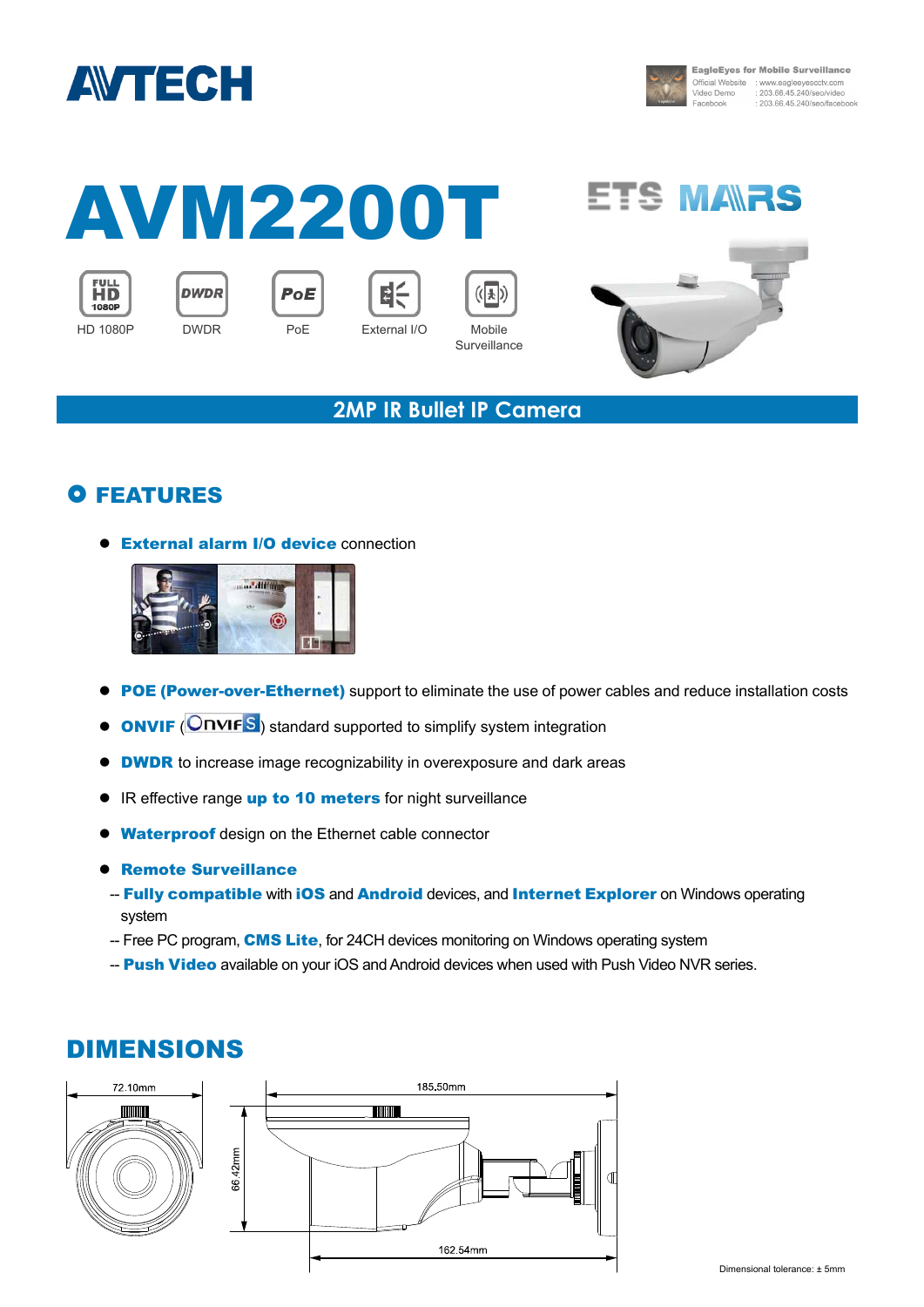AVTECH

EagleEyes for Mobile Surveillance
Official Website : www.eagleeyescctv.com
Video Demo : 203.66.45.240/seo/video
Facebook : 203.66.45.240/seo/facebook

# AVM2200T

ETS MARS

HD 1080P | DWDR | PoE | External I/O | Mobile Surveillance

## 2MP IR Bullet IP Camera

## FEATURES

- **External alarm I/O device** connection
- **POE (Power-over-Ethernet)** support to eliminate the use of power cables and reduce installation costs
- **ONVIF** (ONVIF S) standard supported to simplify system integration
- **DWDR** to increase image recognizability in overexposure and dark areas
- IR effective range **up to 10 meters** for night surveillance
- **Waterproof** design on the Ethernet cable connector
- **Remote Surveillance**
  - -- **Fully compatible** with **iOS** and **Android** devices, and **Internet Explorer** on Windows operating system
  - -- Free PC program, **CMS Lite**, for 24CH devices monitoring on Windows operating system
  - -- **Push Video** available on your iOS and Android devices when used with Push Video NVR series.

## DIMENSIONS

72.10mm

185.50mm

66.42mm

162.54mm

Dimensional tolerance: ± 5mm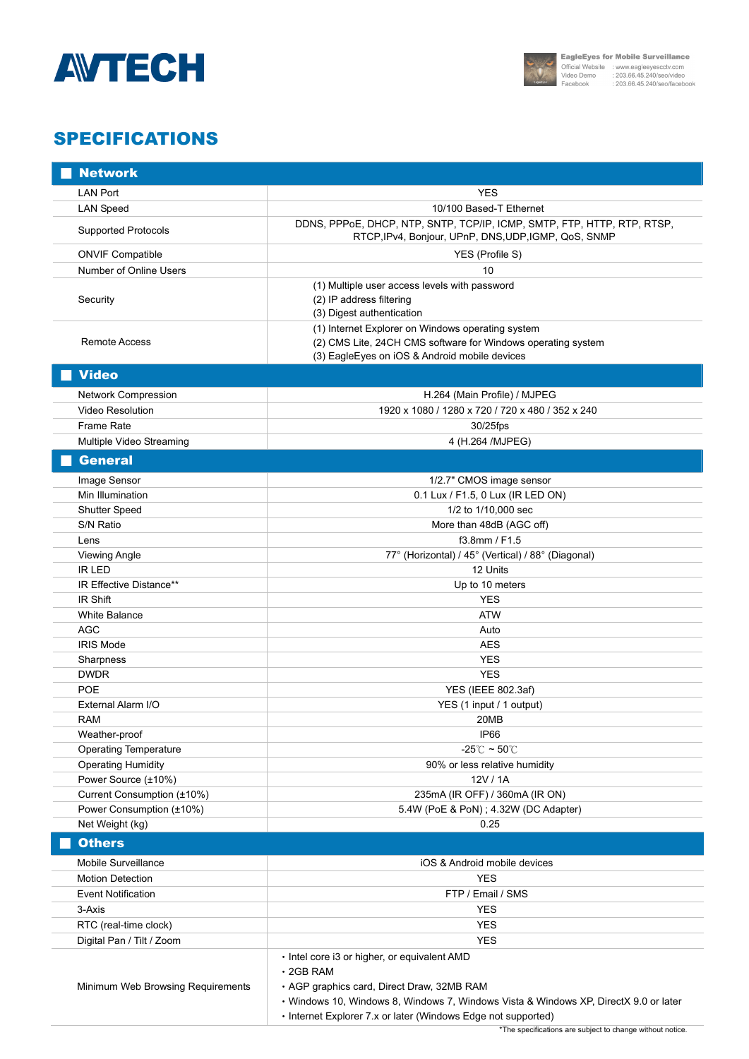# AVTECH

**EagleEyes for Mobile Surveillance**
Official Website : www.eagleeyescctv.com
Video Demo : 203.66.45.240/seo/video
Facebook : 203.66.45.240/seo/facebook

## SPECIFICATIONS

| | |
|---|---|
| **Network** | |
| LAN Port | YES |
| LAN Speed | 10/100 Based-T Ethernet |
| Supported Protocols | DDNS, PPPoE, DHCP, NTP, SNTP, TCP/IP, ICMP, SMTP, FTP, HTTP, RTP, RTSP, RTCP,IPv4, Bonjour, UPnP, DNS,UDP,IGMP, QoS, SNMP |
| ONVIF Compatible | YES (Profile S) |
| Number of Online Users | 10 |
| Security | (1) Multiple user access levels with password<br>(2) IP address filtering<br>(3) Digest authentication |
| Remote Access | (1) Internet Explorer on Windows operating system<br>(2) CMS Lite, 24CH CMS software for Windows operating system<br>(3) EagleEyes on iOS & Android mobile devices |
| **Video** | |
| Network Compression | H.264 (Main Profile) / MJPEG |
| Video Resolution | 1920 x 1080 / 1280 x 720 / 720 x 480 / 352 x 240 |
| Frame Rate | 30/25fps |
| Multiple Video Streaming | 4 (H.264 /MJPEG) |
| **General** | |
| Image Sensor | 1/2.7" CMOS image sensor |
| Min Illumination | 0.1 Lux / F1.5, 0 Lux (IR LED ON) |
| Shutter Speed | 1/2 to 1/10,000 sec |
| S/N Ratio | More than 48dB (AGC off) |
| Lens | f3.8mm / F1.5 |
| Viewing Angle | 77° (Horizontal) / 45° (Vertical) / 88° (Diagonal) |
| IR LED | 12 Units |
| IR Effective Distance** | Up to 10 meters |
| IR Shift | YES |
| White Balance | ATW |
| AGC | Auto |
| IRIS Mode | AES |
| Sharpness | YES |
| DWDR | YES |
| POE | YES (IEEE 802.3af) |
| External Alarm I/O | YES (1 input / 1 output) |
| RAM | 20MB |
| Weather-proof | IP66 |
| Operating Temperature | -25℃ ~ 50℃ |
| Operating Humidity | 90% or less relative humidity |
| Power Source (±10%) | 12V / 1A |
| Current Consumption (±10%) | 235mA (IR OFF) / 360mA (IR ON) |
| Power Consumption (±10%) | 5.4W (PoE & PoN) ; 4.32W (DC Adapter) |
| Net Weight (kg) | 0.25 |
| **Others** | |
| Mobile Surveillance | iOS & Android mobile devices |
| Motion Detection | YES |
| Event Notification | FTP / Email / SMS |
| 3-Axis | YES |
| RTC (real-time clock) | YES |
| Digital Pan / Tilt / Zoom | YES |
| Minimum Web Browsing Requirements | • Intel core i3 or higher, or equivalent AMD<br>• 2GB RAM<br>• AGP graphics card, Direct Draw, 32MB RAM<br>• Windows 10, Windows 8, Windows 7, Windows Vista & Windows XP, DirectX 9.0 or later<br>• Internet Explorer 7.x or later (Windows Edge not supported) |

*The specifications are subject to change without notice.